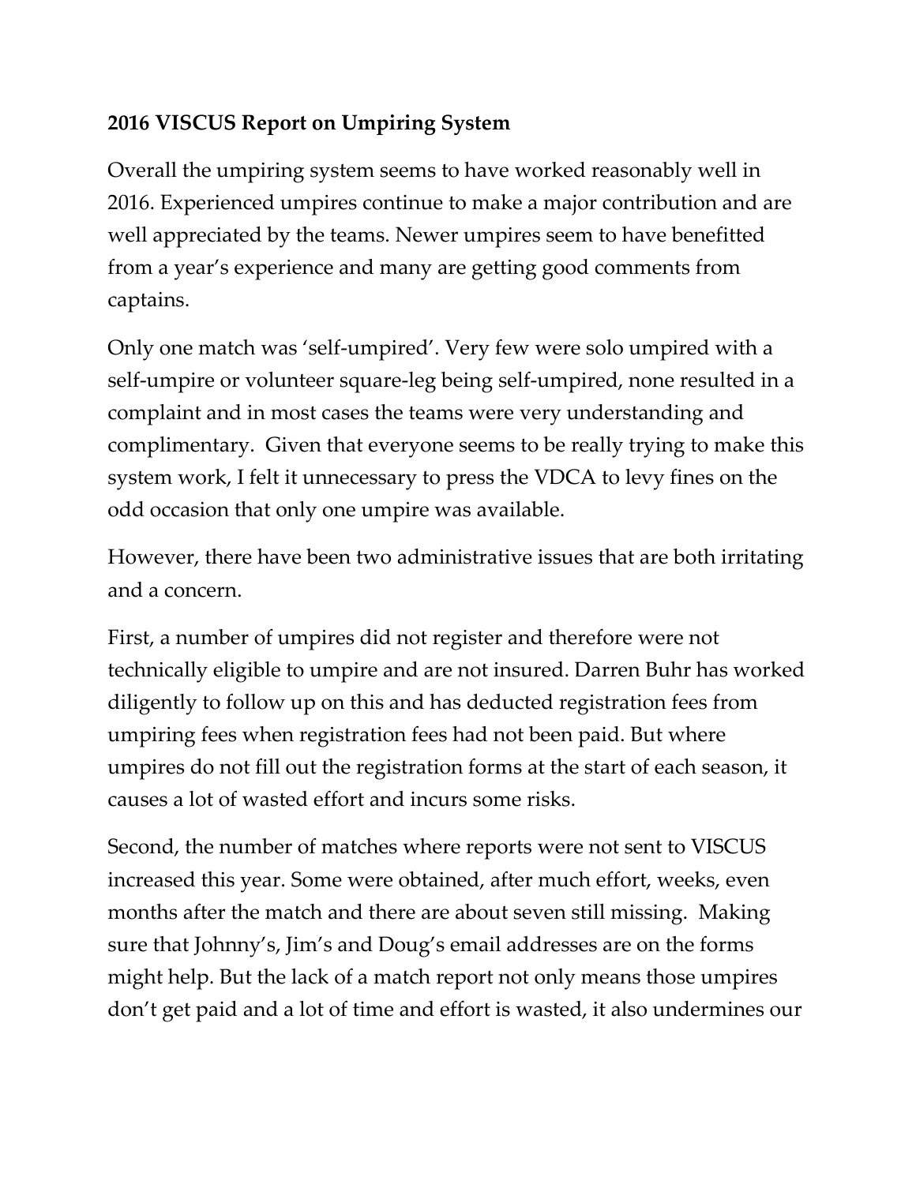**2016 VISCUS Report on Umpiring System**

Overall the umpiring system seems to have worked reasonably well in 2016. Experienced umpires continue to make a major contribution and are well appreciated by the teams. Newer umpires seem to have benefitted from a year's experience and many are getting good comments from captains.

Only one match was 'self-umpired'. Very few were solo umpired with a self-umpire or volunteer square-leg being self-umpired, none resulted in a complaint and in most cases the teams were very understanding and complimentary. Given that everyone seems to be really trying to make this system work, I felt it unnecessary to press the VDCA to levy fines on the odd occasion that only one umpire was available.

However, there have been two administrative issues that are both irritating and a concern.

First, a number of umpires did not register and therefore were not technically eligible to umpire and are not insured. Darren Buhr has worked diligently to follow up on this and has deducted registration fees from umpiring fees when registration fees had not been paid. But where umpires do not fill out the registration forms at the start of each season, it causes a lot of wasted effort and incurs some risks.

Second, the number of matches where reports were not sent to VISCUS increased this year. Some were obtained, after much effort, weeks, even months after the match and there are about seven still missing. Making sure that Johnny's, Jim's and Doug's email addresses are on the forms might help. But the lack of a match report not only means those umpires don't get paid and a lot of time and effort is wasted, it also undermines our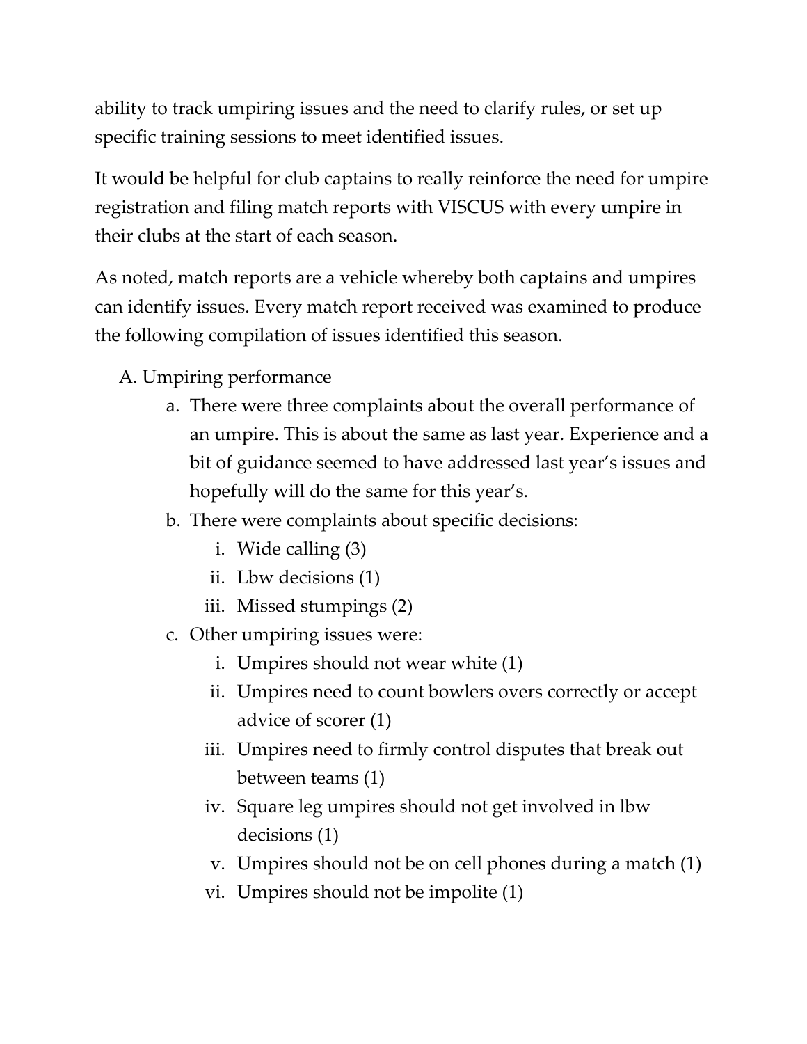ability to track umpiring issues and the need to clarify rules, or set up specific training sessions to meet identified issues.

It would be helpful for club captains to really reinforce the need for umpire registration and filing match reports with VISCUS with every umpire in their clubs at the start of each season.

As noted, match reports are a vehicle whereby both captains and umpires can identify issues. Every match report received was examined to produce the following compilation of issues identified this season.

A. Umpiring performance
   a. There were three complaints about the overall performance of an umpire. This is about the same as last year. Experience and a bit of guidance seemed to have addressed last year's issues and hopefully will do the same for this year's.
   b. There were complaints about specific decisions:
      i. Wide calling (3)
      ii. Lbw decisions (1)
      iii. Missed stumpings (2)
   c. Other umpiring issues were:
      i. Umpires should not wear white (1)
      ii. Umpires need to count bowlers overs correctly or accept advice of scorer (1)
      iii. Umpires need to firmly control disputes that break out between teams (1)
      iv. Square leg umpires should not get involved in lbw decisions (1)
      v. Umpires should not be on cell phones during a match (1)
      vi. Umpires should not be impolite (1)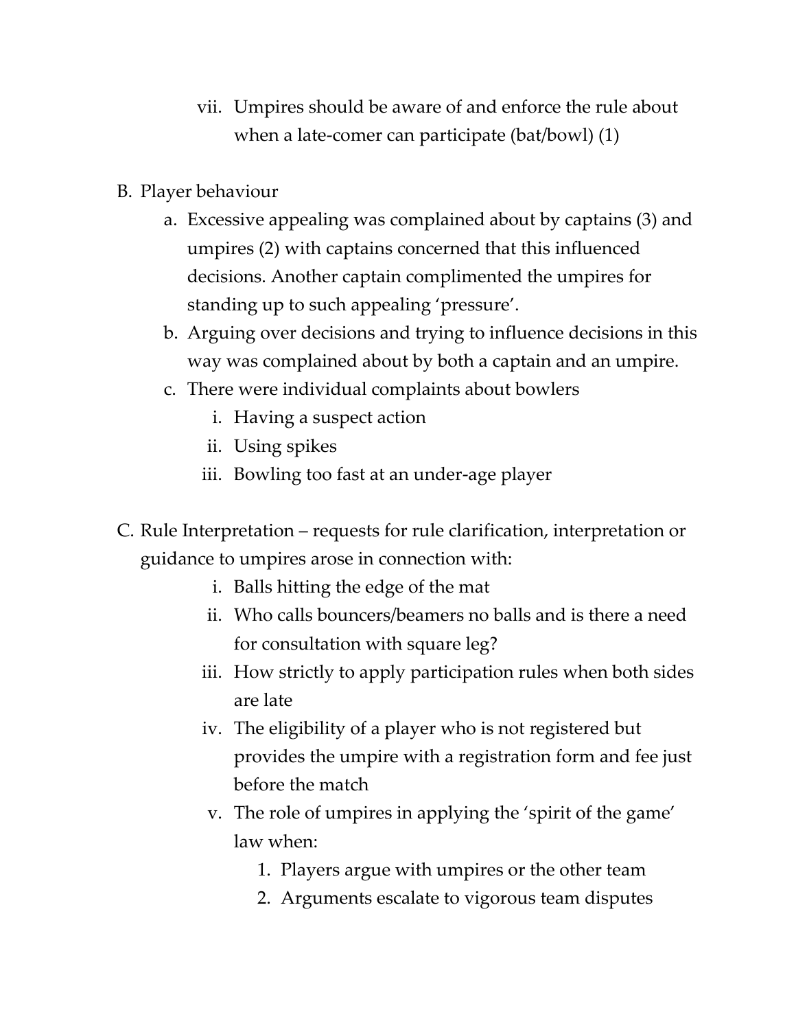vii. Umpires should be aware of and enforce the rule about when a late-comer can participate (bat/bowl) (1)

B. Player behaviour
   a. Excessive appealing was complained about by captains (3) and umpires (2) with captains concerned that this influenced decisions. Another captain complimented the umpires for standing up to such appealing 'pressure'.
   b. Arguing over decisions and trying to influence decisions in this way was complained about by both a captain and an umpire.
   c. There were individual complaints about bowlers
      i. Having a suspect action
      ii. Using spikes
      iii. Bowling too fast at an under-age player

C. Rule Interpretation – requests for rule clarification, interpretation or guidance to umpires arose in connection with:
   i. Balls hitting the edge of the mat
   ii. Who calls bouncers/beamers no balls and is there a need for consultation with square leg?
   iii. How strictly to apply participation rules when both sides are late
   iv. The eligibility of a player who is not registered but provides the umpire with a registration form and fee just before the match
   v. The role of umpires in applying the 'spirit of the game' law when:
      1. Players argue with umpires or the other team
      2. Arguments escalate to vigorous team disputes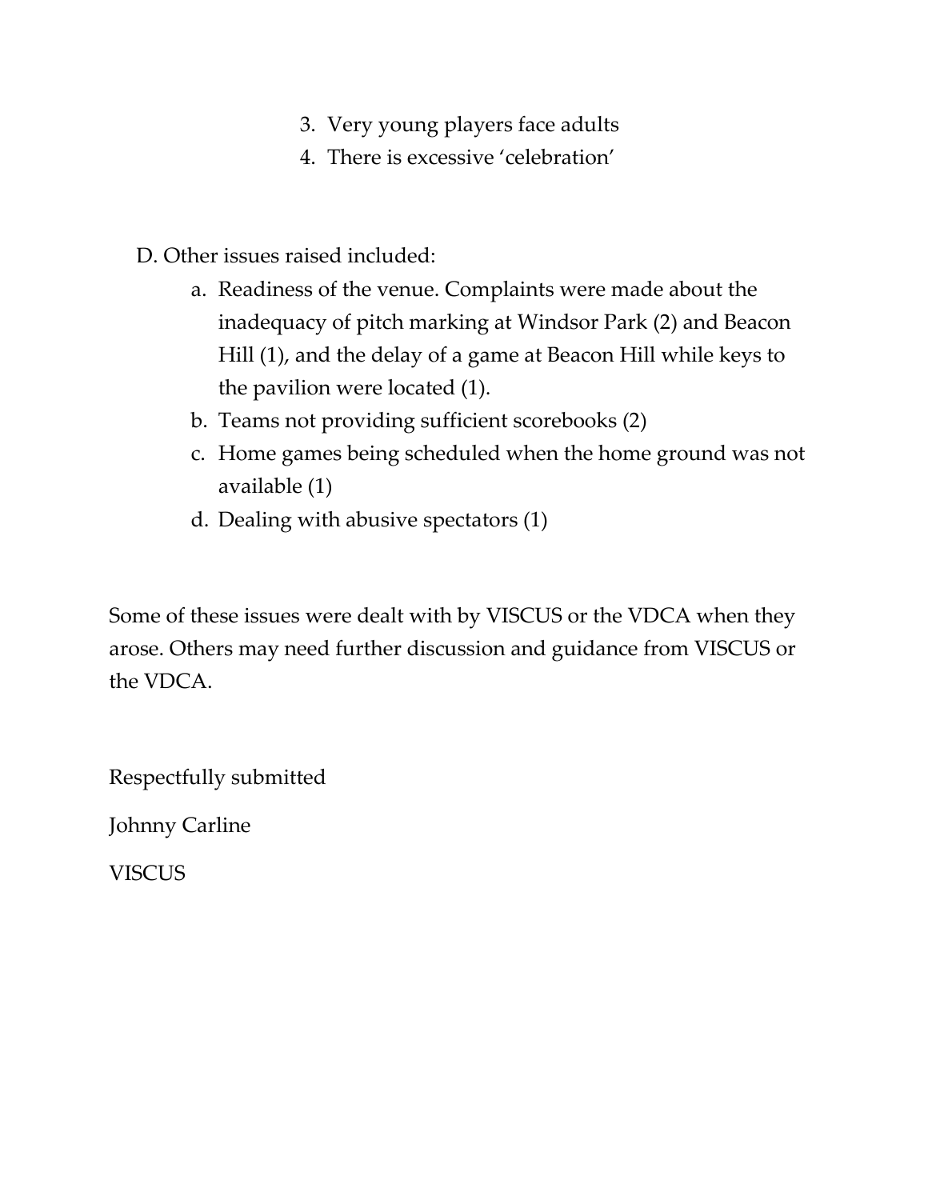3. Very young players face adults
4. There is excessive 'celebration'

D. Other issues raised included:

a. Readiness of the venue. Complaints were made about the inadequacy of pitch marking at Windsor Park (2) and Beacon Hill (1), and the delay of a game at Beacon Hill while keys to the pavilion were located (1).
b. Teams not providing sufficient scorebooks (2)
c. Home games being scheduled when the home ground was not available (1)
d. Dealing with abusive spectators (1)

Some of these issues were dealt with by VISCUS or the VDCA when they arose. Others may need further discussion and guidance from VISCUS or the VDCA.

Respectfully submitted

Johnny Carline

VISCUS